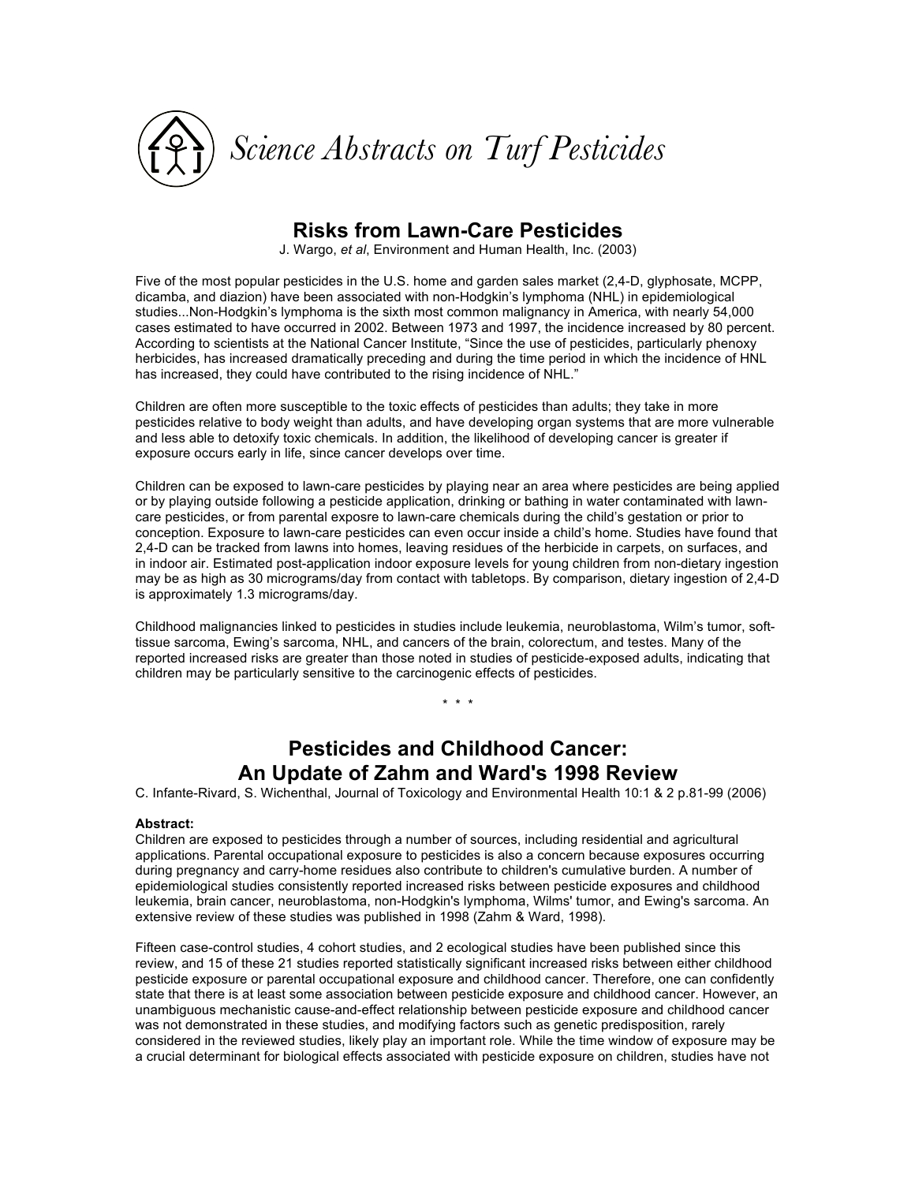# *Science Abstracts on Turf Pesticides*

## Risks from Lawn-Care Pesticides

J. Wargo, *et al*, Environment and Human Health, Inc. (2003)

Five of the most popular pesticides in the U.S. home and garden sales market (2,4-D, glyphosate, MCPP, dicamba, and diazion) have been associated with non-Hodgkin's lymphoma (NHL) in epidemiological studies...Non-Hodgkin's lymphoma is the sixth most common malignancy in America, with nearly 54,000 cases estimated to have occurred in 2002. Between 1973 and 1997, the incidence increased by 80 percent. According to scientists at the National Cancer Institute, "Since the use of pesticides, particularly phenoxy herbicides, has increased dramatically preceding and during the time period in which the incidence of HNL has increased, they could have contributed to the rising incidence of NHL."

Children are often more susceptible to the toxic effects of pesticides than adults; they take in more pesticides relative to body weight than adults, and have developing organ systems that are more vulnerable and less able to detoxify toxic chemicals. In addition, the likelihood of developing cancer is greater if exposure occurs early in life, since cancer develops over time.

Children can be exposed to lawn-care pesticides by playing near an area where pesticides are being applied or by playing outside following a pesticide application, drinking or bathing in water contaminated with lawn-care pesticides, or from parental exposre to lawn-care chemicals during the child's gestation or prior to conception. Exposure to lawn-care pesticides can even occur inside a child's home. Studies have found that 2,4-D can be tracked from lawns into homes, leaving residues of the herbicide in carpets, on surfaces, and in indoor air. Estimated post-application indoor exposure levels for young children from non-dietary ingestion may be as high as 30 micrograms/day from contact with tabletops. By comparison, dietary ingestion of 2,4-D is approximately 1.3 micrograms/day.

Childhood malignancies linked to pesticides in studies include leukemia, neuroblastoma, Wilm's tumor, soft-tissue sarcoma, Ewing's sarcoma, NHL, and cancers of the brain, colorectum, and testes. Many of the reported increased risks are greater than those noted in studies of pesticide-exposed adults, indicating that children may be particularly sensitive to the carcinogenic effects of pesticides.

\* \* \*

## Pesticides and Childhood Cancer: An Update of Zahm and Ward's 1998 Review

C. Infante-Rivard, S. Wichenthal, Journal of Toxicology and Environmental Health 10:1 & 2 p.81-99 (2006)

**Abstract:**
Children are exposed to pesticides through a number of sources, including residential and agricultural applications. Parental occupational exposure to pesticides is also a concern because exposures occurring during pregnancy and carry-home residues also contribute to children's cumulative burden. A number of epidemiological studies consistently reported increased risks between pesticide exposures and childhood leukemia, brain cancer, neuroblastoma, non-Hodgkin's lymphoma, Wilms' tumor, and Ewing's sarcoma. An extensive review of these studies was published in 1998 (Zahm & Ward, 1998).

Fifteen case-control studies, 4 cohort studies, and 2 ecological studies have been published since this review, and 15 of these 21 studies reported statistically significant increased risks between either childhood pesticide exposure or parental occupational exposure and childhood cancer. Therefore, one can confidently state that there is at least some association between pesticide exposure and childhood cancer. However, an unambiguous mechanistic cause-and-effect relationship between pesticide exposure and childhood cancer was not demonstrated in these studies, and modifying factors such as genetic predisposition, rarely considered in the reviewed studies, likely play an important role. While the time window of exposure may be a crucial determinant for biological effects associated with pesticide exposure on children, studies have not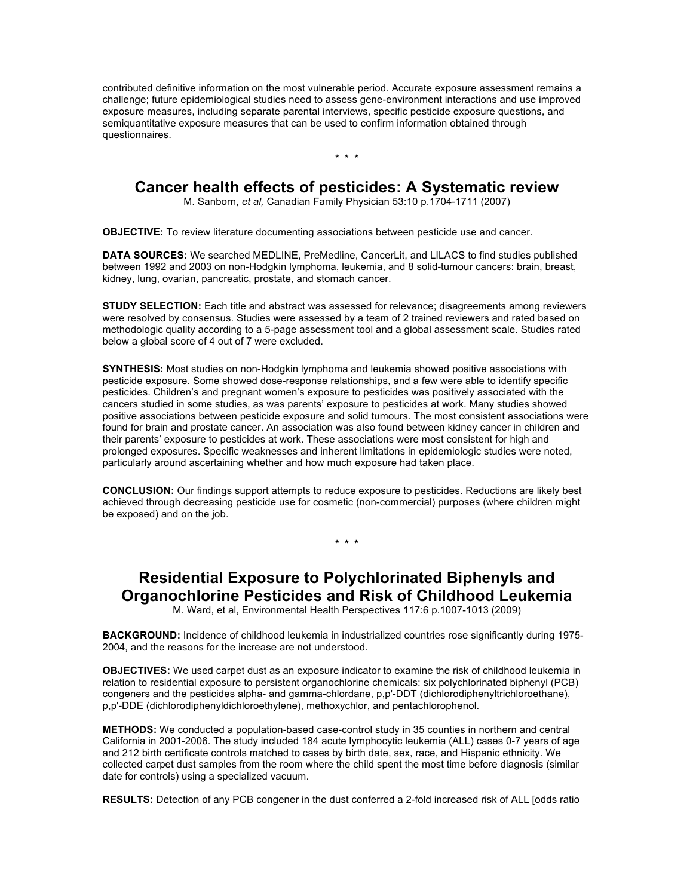contributed definitive information on the most vulnerable period. Accurate exposure assessment remains a challenge; future epidemiological studies need to assess gene-environment interactions and use improved exposure measures, including separate parental interviews, specific pesticide exposure questions, and semiquantitative exposure measures that can be used to confirm information obtained through questionnaires.

\* \* \*

## Cancer health effects of pesticides: A Systematic review

M. Sanborn, *et al,* Canadian Family Physician 53:10 p.1704-1711 (2007)

**OBJECTIVE:** To review literature documenting associations between pesticide use and cancer.

**DATA SOURCES:** We searched MEDLINE, PreMedline, CancerLit, and LILACS to find studies published between 1992 and 2003 on non-Hodgkin lymphoma, leukemia, and 8 solid-tumour cancers: brain, breast, kidney, lung, ovarian, pancreatic, prostate, and stomach cancer.

**STUDY SELECTION:** Each title and abstract was assessed for relevance; disagreements among reviewers were resolved by consensus. Studies were assessed by a team of 2 trained reviewers and rated based on methodologic quality according to a 5-page assessment tool and a global assessment scale. Studies rated below a global score of 4 out of 7 were excluded.

**SYNTHESIS:** Most studies on non-Hodgkin lymphoma and leukemia showed positive associations with pesticide exposure. Some showed dose-response relationships, and a few were able to identify specific pesticides. Children's and pregnant women's exposure to pesticides was positively associated with the cancers studied in some studies, as was parents' exposure to pesticides at work. Many studies showed positive associations between pesticide exposure and solid tumours. The most consistent associations were found for brain and prostate cancer. An association was also found between kidney cancer in children and their parents' exposure to pesticides at work. These associations were most consistent for high and prolonged exposures. Specific weaknesses and inherent limitations in epidemiologic studies were noted, particularly around ascertaining whether and how much exposure had taken place.

**CONCLUSION:** Our findings support attempts to reduce exposure to pesticides. Reductions are likely best achieved through decreasing pesticide use for cosmetic (non-commercial) purposes (where children might be exposed) and on the job.

\* \* \*

## Residential Exposure to Polychlorinated Biphenyls and Organochlorine Pesticides and Risk of Childhood Leukemia

M. Ward, et al, Environmental Health Perspectives 117:6 p.1007-1013 (2009)

**BACKGROUND:** Incidence of childhood leukemia in industrialized countries rose significantly during 1975-2004, and the reasons for the increase are not understood.

**OBJECTIVES:** We used carpet dust as an exposure indicator to examine the risk of childhood leukemia in relation to residential exposure to persistent organochlorine chemicals: six polychlorinated biphenyl (PCB) congeners and the pesticides alpha- and gamma-chlordane, p,p'-DDT (dichlorodiphenyltrichloroethane), p,p'-DDE (dichlorodiphenyldichloroethylene), methoxychlor, and pentachlorophenol.

**METHODS:** We conducted a population-based case-control study in 35 counties in northern and central California in 2001-2006. The study included 184 acute lymphocytic leukemia (ALL) cases 0-7 years of age and 212 birth certificate controls matched to cases by birth date, sex, race, and Hispanic ethnicity. We collected carpet dust samples from the room where the child spent the most time before diagnosis (similar date for controls) using a specialized vacuum.

**RESULTS:** Detection of any PCB congener in the dust conferred a 2-fold increased risk of ALL [odds ratio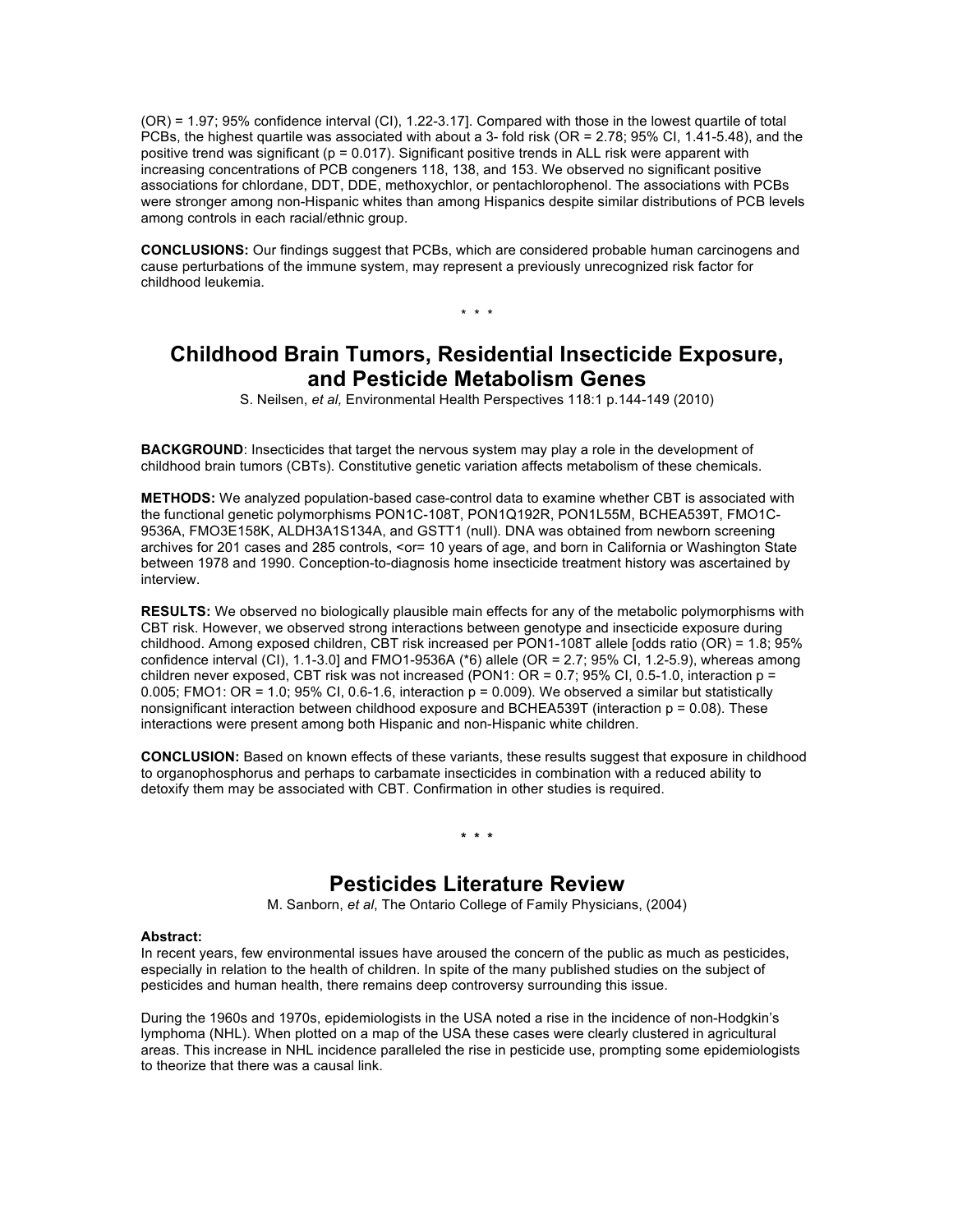(OR) = 1.97; 95% confidence interval (CI), 1.22-3.17]. Compared with those in the lowest quartile of total PCBs, the highest quartile was associated with about a 3- fold risk (OR = 2.78; 95% CI, 1.41-5.48), and the positive trend was significant ($p = 0.017$). Significant positive trends in ALL risk were apparent with increasing concentrations of PCB congeners 118, 138, and 153. We observed no significant positive associations for chlordane, DDT, DDE, methoxychlor, or pentachlorophenol. The associations with PCBs were stronger among non-Hispanic whites than among Hispanics despite similar distributions of PCB levels among controls in each racial/ethnic group.

**CONCLUSIONS:** Our findings suggest that PCBs, which are considered probable human carcinogens and cause perturbations of the immune system, may represent a previously unrecognized risk factor for childhood leukemia.

\* \* \*

## Childhood Brain Tumors, Residential Insecticide Exposure, and Pesticide Metabolism Genes

S. Neilsen, *et al,* Environmental Health Perspectives 118:1 p.144-149 (2010)

**BACKGROUND**: Insecticides that target the nervous system may play a role in the development of childhood brain tumors (CBTs). Constitutive genetic variation affects metabolism of these chemicals.

**METHODS:** We analyzed population-based case-control data to examine whether CBT is associated with the functional genetic polymorphisms PON1C-108T, PON1Q192R, PON1L55M, BCHEA539T, FMO1C-9536A, FMO3E158K, ALDH3A1S134A, and GSTT1 (null). DNA was obtained from newborn screening archives for 201 cases and 285 controls, <or= 10 years of age, and born in California or Washington State between 1978 and 1990. Conception-to-diagnosis home insecticide treatment history was ascertained by interview.

**RESULTS:** We observed no biologically plausible main effects for any of the metabolic polymorphisms with CBT risk. However, we observed strong interactions between genotype and insecticide exposure during childhood. Among exposed children, CBT risk increased per PON1-108T allele [odds ratio (OR) = 1.8; 95% confidence interval (CI), 1.1-3.0] and FMO1-9536A (*6) allele (OR = 2.7; 95% CI, 1.2-5.9), whereas among children never exposed, CBT risk was not increased (PON1: OR = 0.7; 95% CI, 0.5-1.0, interaction $p = 0.005$; FMO1: OR = 1.0; 95% CI, 0.6-1.6, interaction $p = 0.009$). We observed a similar but statistically nonsignificant interaction between childhood exposure and BCHEA539T (interaction $p = 0.08$). These interactions were present among both Hispanic and non-Hispanic white children.

**CONCLUSION:** Based on known effects of these variants, these results suggest that exposure in childhood to organophosphorus and perhaps to carbamate insecticides in combination with a reduced ability to detoxify them may be associated with CBT. Confirmation in other studies is required.

\* \* \*

## Pesticides Literature Review

M. Sanborn, *et al*, The Ontario College of Family Physicians, (2004)

**Abstract:**

In recent years, few environmental issues have aroused the concern of the public as much as pesticides, especially in relation to the health of children. In spite of the many published studies on the subject of pesticides and human health, there remains deep controversy surrounding this issue.

During the 1960s and 1970s, epidemiologists in the USA noted a rise in the incidence of non-Hodgkin's lymphoma (NHL). When plotted on a map of the USA these cases were clearly clustered in agricultural areas. This increase in NHL incidence paralleled the rise in pesticide use, prompting some epidemiologists to theorize that there was a causal link.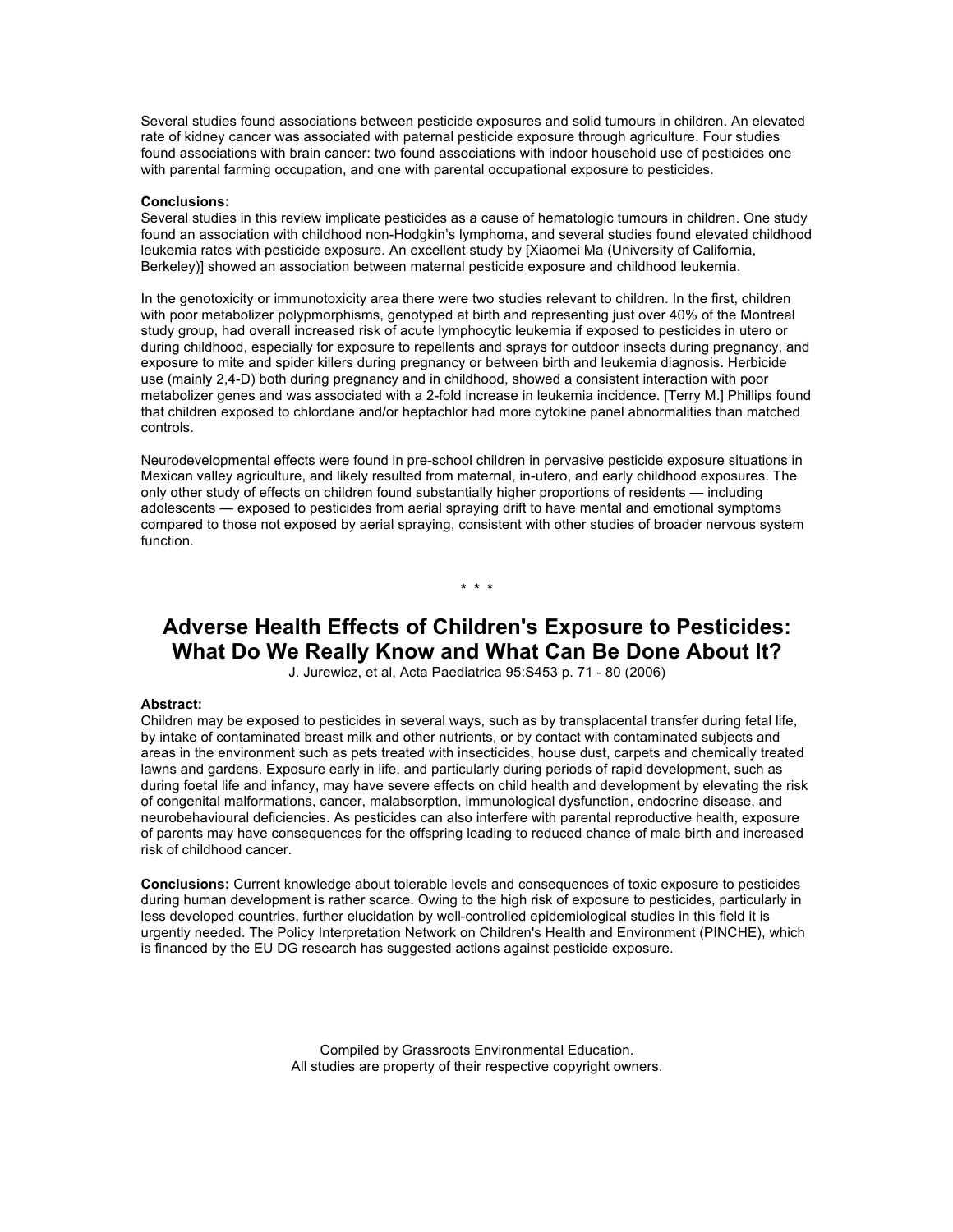Several studies found associations between pesticide exposures and solid tumours in children. An elevated rate of kidney cancer was associated with paternal pesticide exposure through agriculture. Four studies found associations with brain cancer: two found associations with indoor household use of pesticides one with parental farming occupation, and one with parental occupational exposure to pesticides.

**Conclusions:**
Several studies in this review implicate pesticides as a cause of hematologic tumours in children. One study found an association with childhood non-Hodgkin's lymphoma, and several studies found elevated childhood leukemia rates with pesticide exposure. An excellent study by [Xiaomei Ma (University of California, Berkeley)] showed an association between maternal pesticide exposure and childhood leukemia.

In the genotoxicity or immunotoxicity area there were two studies relevant to children. In the first, children with poor metabolizer polypmorphisms, genotyped at birth and representing just over 40% of the Montreal study group, had overall increased risk of acute lymphocytic leukemia if exposed to pesticides in utero or during childhood, especially for exposure to repellents and sprays for outdoor insects during pregnancy, and exposure to mite and spider killers during pregnancy or between birth and leukemia diagnosis. Herbicide use (mainly 2,4-D) both during pregnancy and in childhood, showed a consistent interaction with poor metabolizer genes and was associated with a 2-fold increase in leukemia incidence. [Terry M.] Phillips found that children exposed to chlordane and/or heptachlor had more cytokine panel abnormalities than matched controls.

Neurodevelopmental effects were found in pre-school children in pervasive pesticide exposure situations in Mexican valley agriculture, and likely resulted from maternal, in-utero, and early childhood exposures. The only other study of effects on children found substantially higher proportions of residents — including adolescents — exposed to pesticides from aerial spraying drift to have mental and emotional symptoms compared to those not exposed by aerial spraying, consistent with other studies of broader nervous system function.

\* \* \*

## Adverse Health Effects of Children's Exposure to Pesticides: What Do We Really Know and What Can Be Done About It?

J. Jurewicz, et al, Acta Paediatrica 95:S453 p. 71 - 80 (2006)

**Abstract:**
Children may be exposed to pesticides in several ways, such as by transplacental transfer during fetal life, by intake of contaminated breast milk and other nutrients, or by contact with contaminated subjects and areas in the environment such as pets treated with insecticides, house dust, carpets and chemically treated lawns and gardens. Exposure early in life, and particularly during periods of rapid development, such as during foetal life and infancy, may have severe effects on child health and development by elevating the risk of congenital malformations, cancer, malabsorption, immunological dysfunction, endocrine disease, and neurobehavioural deficiencies. As pesticides can also interfere with parental reproductive health, exposure of parents may have consequences for the offspring leading to reduced chance of male birth and increased risk of childhood cancer.

**Conclusions:** Current knowledge about tolerable levels and consequences of toxic exposure to pesticides during human development is rather scarce. Owing to the high risk of exposure to pesticides, particularly in less developed countries, further elucidation by well-controlled epidemiological studies in this field it is urgently needed. The Policy Interpretation Network on Children's Health and Environment (PINCHE), which is financed by the EU DG research has suggested actions against pesticide exposure.

Compiled by Grassroots Environmental Education.
All studies are property of their respective copyright owners.